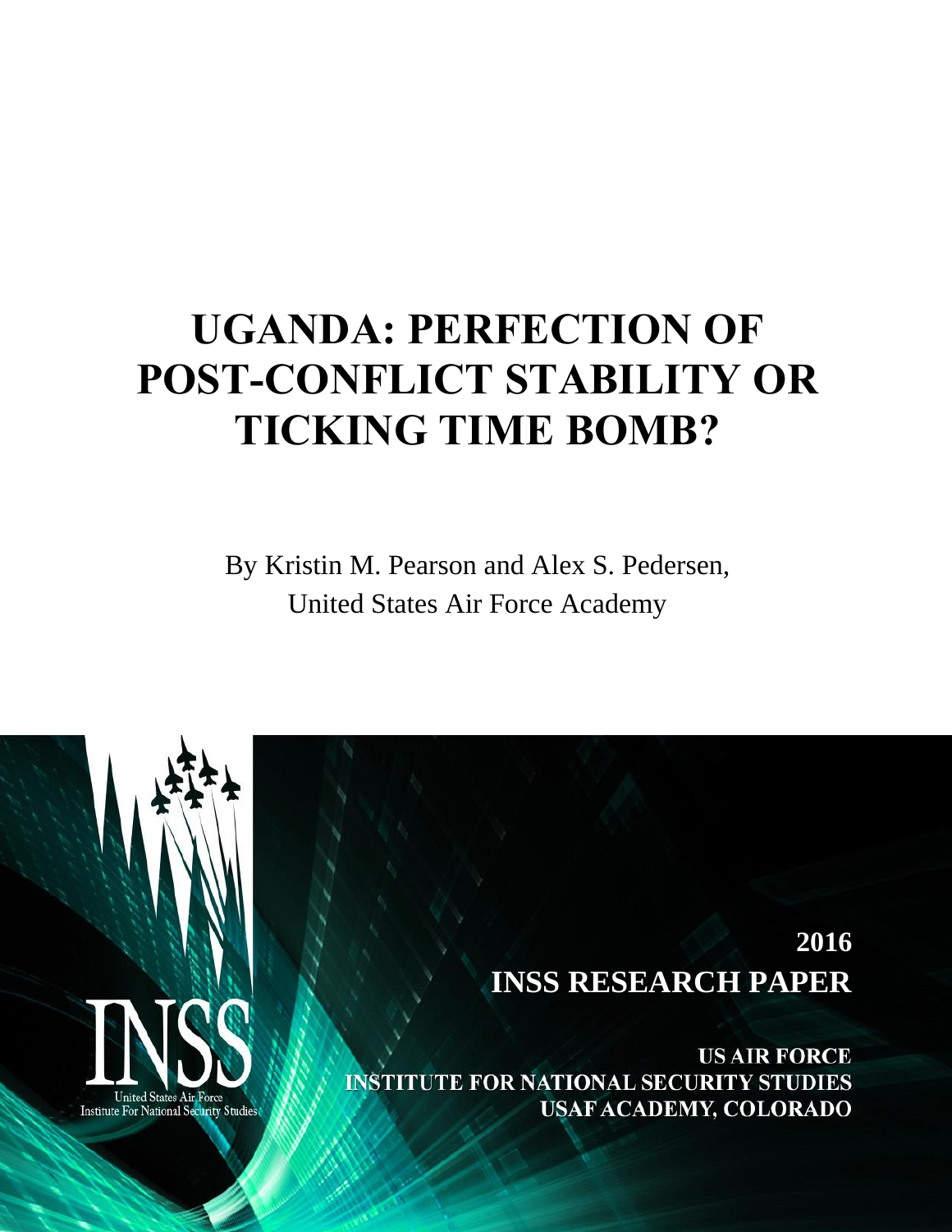# UGANDA: PERFECTION OF POST-CONFLICT STABILITY OR TICKING TIME BOMB?

By Kristin M. Pearson and Alex S. Pedersen,
United States Air Force Academy

**2016**
**INSS RESEARCH PAPER**

**US AIR FORCE**
**INSTITUTE FOR NATIONAL SECURITY STUDIES**
**USAF ACADEMY, COLORADO**

INSS
United States Air Force
Institute For National Security Studies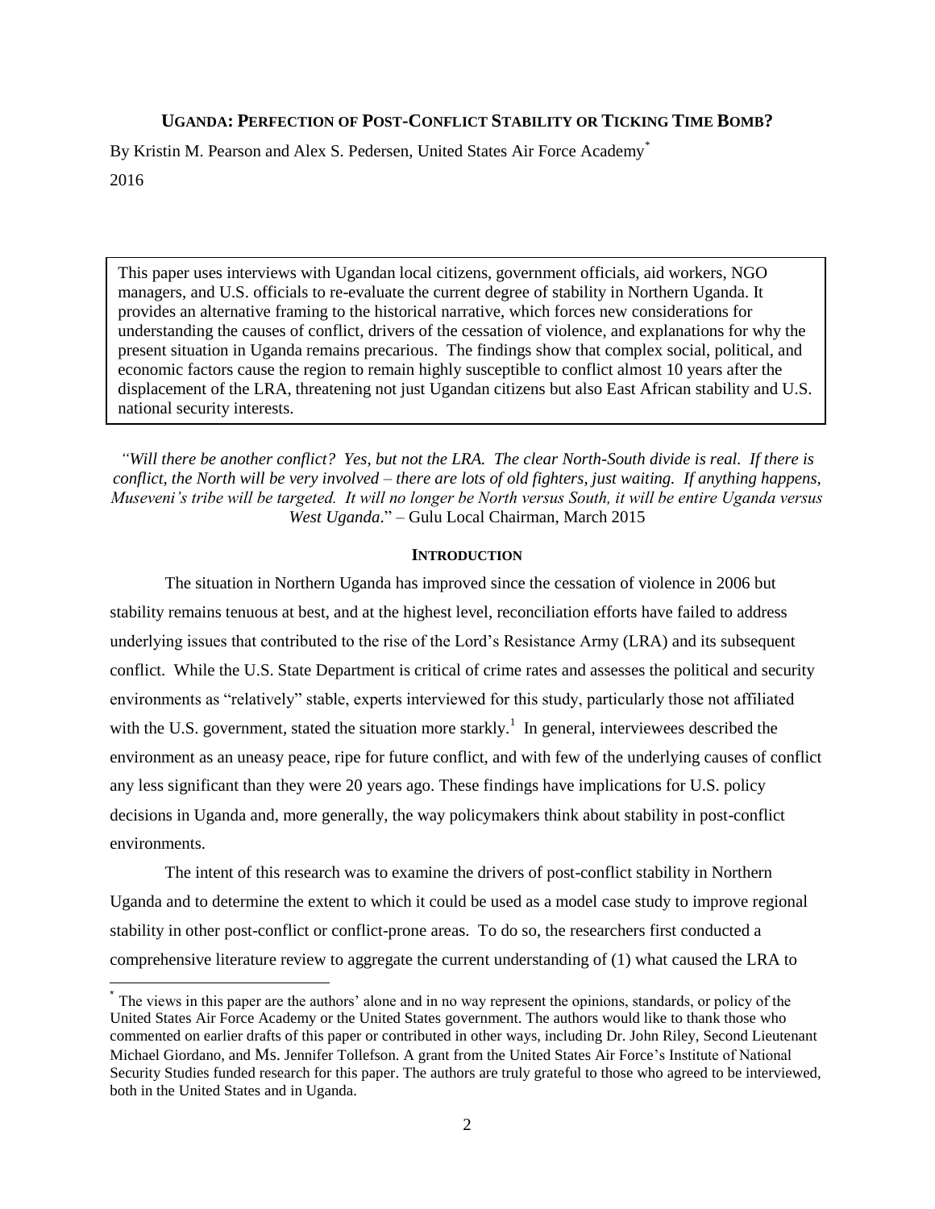# UGANDA: PERFECTION OF POST-CONFLICT STABILITY OR TICKING TIME BOMB?

By Kristin M. Pearson and Alex S. Pedersen, United States Air Force Academy[*]

2016

This paper uses interviews with Ugandan local citizens, government officials, aid workers, NGO managers, and U.S. officials to re-evaluate the current degree of stability in Northern Uganda. It provides an alternative framing to the historical narrative, which forces new considerations for understanding the causes of conflict, drivers of the cessation of violence, and explanations for why the present situation in Uganda remains precarious. The findings show that complex social, political, and economic factors cause the region to remain highly susceptible to conflict almost 10 years after the displacement of the LRA, threatening not just Ugandan citizens but also East African stability and U.S. national security interests.

*"Will there be another conflict? Yes, but not the LRA. The clear North-South divide is real. If there is conflict, the North will be very involved – there are lots of old fighters, just waiting. If anything happens, Museveni's tribe will be targeted. It will no longer be North versus South, it will be entire Uganda versus West Uganda*." – Gulu Local Chairman, March 2015

## INTRODUCTION

The situation in Northern Uganda has improved since the cessation of violence in 2006 but stability remains tenuous at best, and at the highest level, reconciliation efforts have failed to address underlying issues that contributed to the rise of the Lord's Resistance Army (LRA) and its subsequent conflict. While the U.S. State Department is critical of crime rates and assesses the political and security environments as "relatively" stable, experts interviewed for this study, particularly those not affiliated with the U.S. government, stated the situation more starkly.[1] In general, interviewees described the environment as an uneasy peace, ripe for future conflict, and with few of the underlying causes of conflict any less significant than they were 20 years ago. These findings have implications for U.S. policy decisions in Uganda and, more generally, the way policymakers think about stability in post-conflict environments.

The intent of this research was to examine the drivers of post-conflict stability in Northern Uganda and to determine the extent to which it could be used as a model case study to improve regional stability in other post-conflict or conflict-prone areas. To do so, the researchers first conducted a comprehensive literature review to aggregate the current understanding of (1) what caused the LRA to

---

[*] The views in this paper are the authors' alone and in no way represent the opinions, standards, or policy of the United States Air Force Academy or the United States government. The authors would like to thank those who commented on earlier drafts of this paper or contributed in other ways, including Dr. John Riley, Second Lieutenant Michael Giordano, and Ms. Jennifer Tollefson. A grant from the United States Air Force's Institute of National Security Studies funded research for this paper. The authors are truly grateful to those who agreed to be interviewed, both in the United States and in Uganda.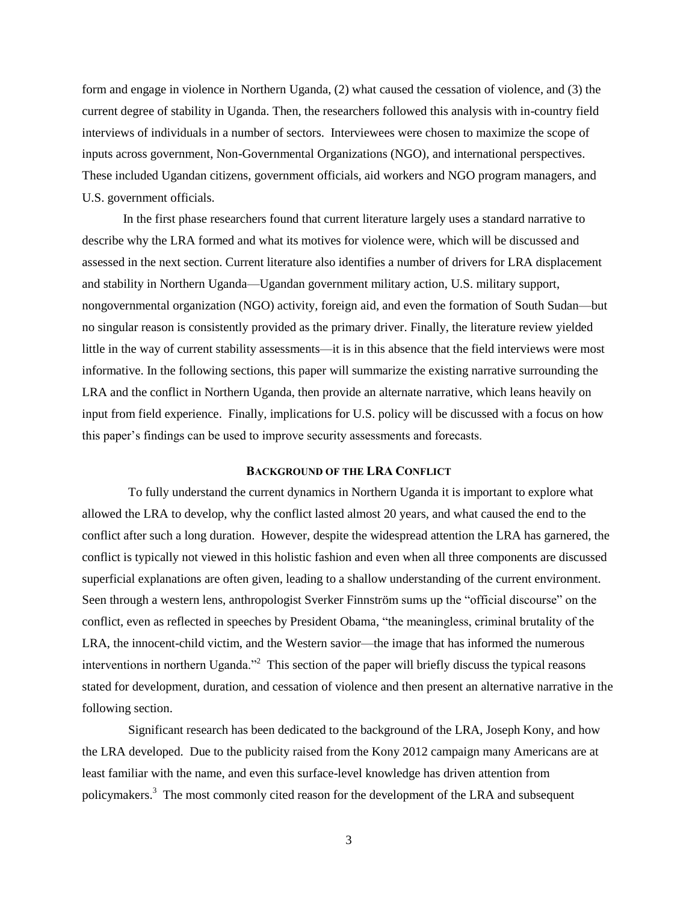form and engage in violence in Northern Uganda, (2) what caused the cessation of violence, and (3) the current degree of stability in Uganda. Then, the researchers followed this analysis with in-country field interviews of individuals in a number of sectors. Interviewees were chosen to maximize the scope of inputs across government, Non-Governmental Organizations (NGO), and international perspectives. These included Ugandan citizens, government officials, aid workers and NGO program managers, and U.S. government officials.

In the first phase researchers found that current literature largely uses a standard narrative to describe why the LRA formed and what its motives for violence were, which will be discussed and assessed in the next section. Current literature also identifies a number of drivers for LRA displacement and stability in Northern Uganda—Ugandan government military action, U.S. military support, nongovernmental organization (NGO) activity, foreign aid, and even the formation of South Sudan—but no singular reason is consistently provided as the primary driver. Finally, the literature review yielded little in the way of current stability assessments—it is in this absence that the field interviews were most informative. In the following sections, this paper will summarize the existing narrative surrounding the LRA and the conflict in Northern Uganda, then provide an alternate narrative, which leans heavily on input from field experience. Finally, implications for U.S. policy will be discussed with a focus on how this paper's findings can be used to improve security assessments and forecasts.

## BACKGROUND OF THE LRA CONFLICT

To fully understand the current dynamics in Northern Uganda it is important to explore what allowed the LRA to develop, why the conflict lasted almost 20 years, and what caused the end to the conflict after such a long duration. However, despite the widespread attention the LRA has garnered, the conflict is typically not viewed in this holistic fashion and even when all three components are discussed superficial explanations are often given, leading to a shallow understanding of the current environment. Seen through a western lens, anthropologist Sverker Finnström sums up the "official discourse" on the conflict, even as reflected in speeches by President Obama, "the meaningless, criminal brutality of the LRA, the innocent-child victim, and the Western savior—the image that has informed the numerous interventions in northern Uganda."[2] This section of the paper will briefly discuss the typical reasons stated for development, duration, and cessation of violence and then present an alternative narrative in the following section.

Significant research has been dedicated to the background of the LRA, Joseph Kony, and how the LRA developed. Due to the publicity raised from the Kony 2012 campaign many Americans are at least familiar with the name, and even this surface-level knowledge has driven attention from policymakers.[3] The most commonly cited reason for the development of the LRA and subsequent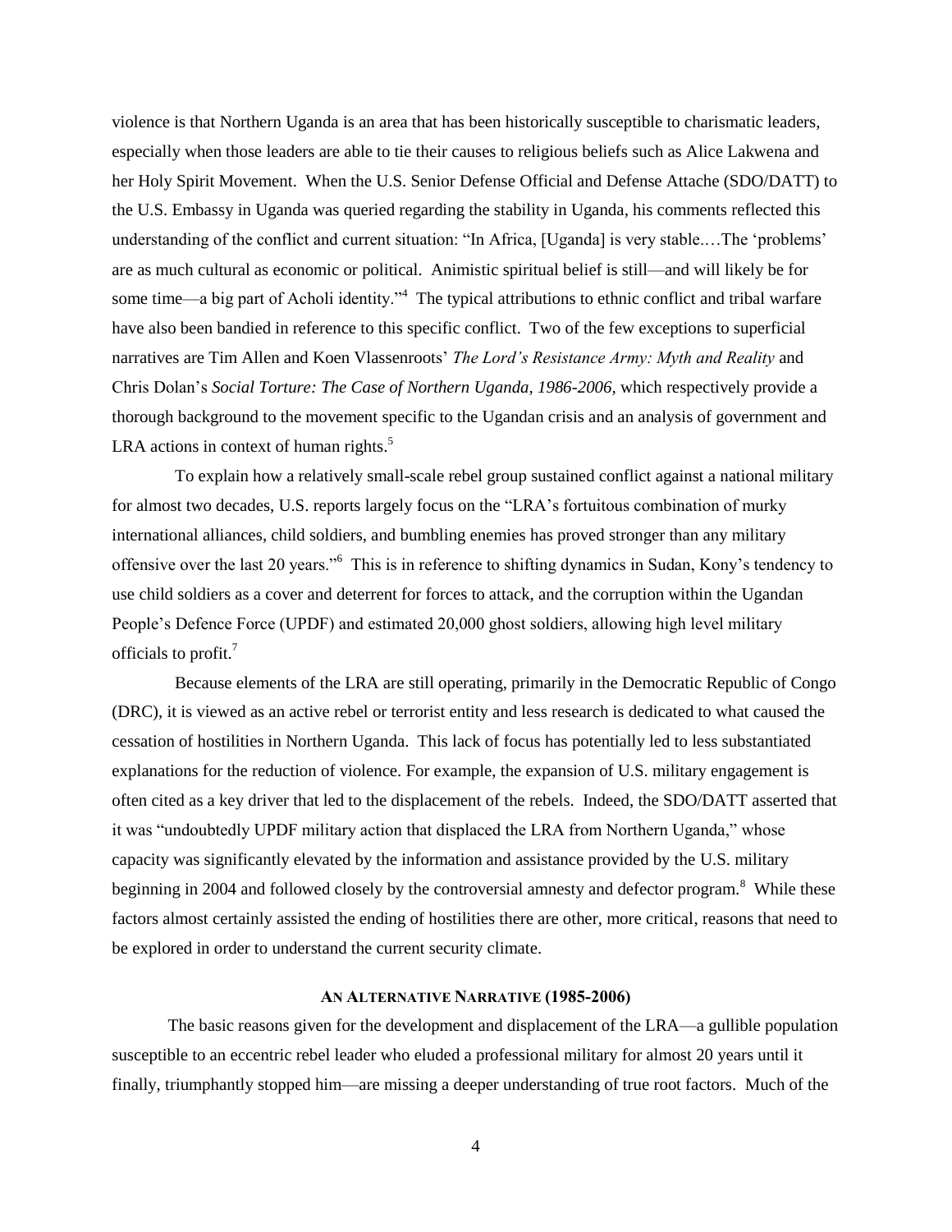violence is that Northern Uganda is an area that has been historically susceptible to charismatic leaders, especially when those leaders are able to tie their causes to religious beliefs such as Alice Lakwena and her Holy Spirit Movement. When the U.S. Senior Defense Official and Defense Attache (SDO/DATT) to the U.S. Embassy in Uganda was queried regarding the stability in Uganda, his comments reflected this understanding of the conflict and current situation: "In Africa, [Uganda] is very stable.…The 'problems' are as much cultural as economic or political. Animistic spiritual belief is still—and will likely be for some time—a big part of Acholi identity."[4] The typical attributions to ethnic conflict and tribal warfare have also been bandied in reference to this specific conflict. Two of the few exceptions to superficial narratives are Tim Allen and Koen Vlassenroots' *The Lord's Resistance Army: Myth and Reality* and Chris Dolan's *Social Torture: The Case of Northern Uganda, 1986-2006,* which respectively provide a thorough background to the movement specific to the Ugandan crisis and an analysis of government and LRA actions in context of human rights.[5]

To explain how a relatively small-scale rebel group sustained conflict against a national military for almost two decades, U.S. reports largely focus on the "LRA's fortuitous combination of murky international alliances, child soldiers, and bumbling enemies has proved stronger than any military offensive over the last 20 years."[6] This is in reference to shifting dynamics in Sudan, Kony's tendency to use child soldiers as a cover and deterrent for forces to attack, and the corruption within the Ugandan People's Defence Force (UPDF) and estimated 20,000 ghost soldiers, allowing high level military officials to profit.[7]

Because elements of the LRA are still operating, primarily in the Democratic Republic of Congo (DRC), it is viewed as an active rebel or terrorist entity and less research is dedicated to what caused the cessation of hostilities in Northern Uganda. This lack of focus has potentially led to less substantiated explanations for the reduction of violence. For example, the expansion of U.S. military engagement is often cited as a key driver that led to the displacement of the rebels. Indeed, the SDO/DATT asserted that it was "undoubtedly UPDF military action that displaced the LRA from Northern Uganda," whose capacity was significantly elevated by the information and assistance provided by the U.S. military beginning in 2004 and followed closely by the controversial amnesty and defector program.[8] While these factors almost certainly assisted the ending of hostilities there are other, more critical, reasons that need to be explored in order to understand the current security climate.

## AN ALTERNATIVE NARRATIVE (1985-2006)

The basic reasons given for the development and displacement of the LRA—a gullible population susceptible to an eccentric rebel leader who eluded a professional military for almost 20 years until it finally, triumphantly stopped him—are missing a deeper understanding of true root factors. Much of the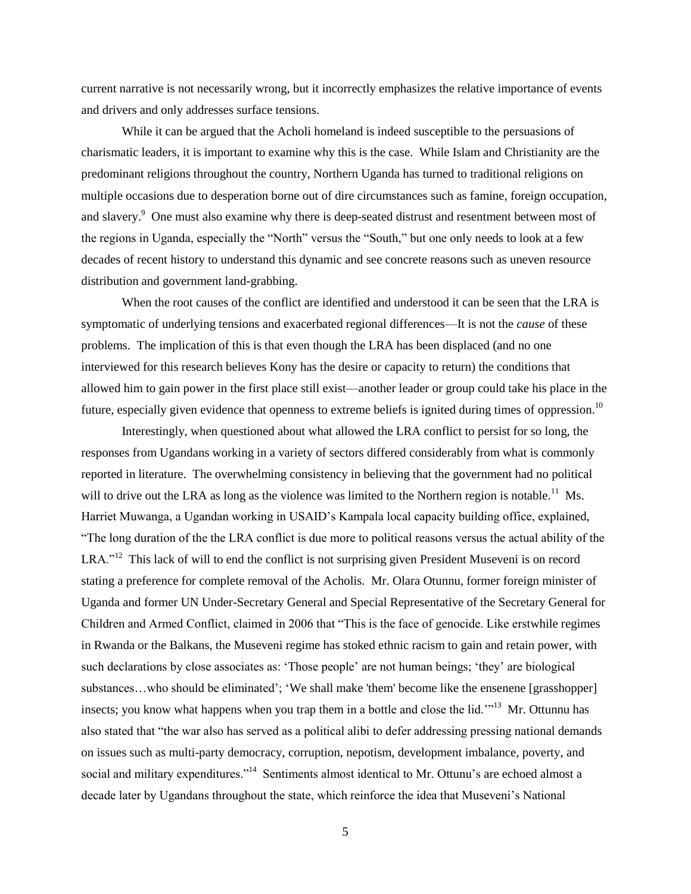current narrative is not necessarily wrong, but it incorrectly emphasizes the relative importance of events and drivers and only addresses surface tensions.

While it can be argued that the Acholi homeland is indeed susceptible to the persuasions of charismatic leaders, it is important to examine why this is the case. While Islam and Christianity are the predominant religions throughout the country, Northern Uganda has turned to traditional religions on multiple occasions due to desperation borne out of dire circumstances such as famine, foreign occupation, and slavery.[9] One must also examine why there is deep-seated distrust and resentment between most of the regions in Uganda, especially the "North" versus the "South," but one only needs to look at a few decades of recent history to understand this dynamic and see concrete reasons such as uneven resource distribution and government land-grabbing.

When the root causes of the conflict are identified and understood it can be seen that the LRA is symptomatic of underlying tensions and exacerbated regional differences—It is not the *cause* of these problems. The implication of this is that even though the LRA has been displaced (and no one interviewed for this research believes Kony has the desire or capacity to return) the conditions that allowed him to gain power in the first place still exist—another leader or group could take his place in the future, especially given evidence that openness to extreme beliefs is ignited during times of oppression.[10]

Interestingly, when questioned about what allowed the LRA conflict to persist for so long, the responses from Ugandans working in a variety of sectors differed considerably from what is commonly reported in literature. The overwhelming consistency in believing that the government had no political will to drive out the LRA as long as the violence was limited to the Northern region is notable.[11] Ms. Harriet Muwanga, a Ugandan working in USAID's Kampala local capacity building office, explained, "The long duration of the the LRA conflict is due more to political reasons versus the actual ability of the LRA."[12] This lack of will to end the conflict is not surprising given President Museveni is on record stating a preference for complete removal of the Acholis. Mr. Olara Otunnu, former foreign minister of Uganda and former UN Under-Secretary General and Special Representative of the Secretary General for Children and Armed Conflict, claimed in 2006 that "This is the face of genocide. Like erstwhile regimes in Rwanda or the Balkans, the Museveni regime has stoked ethnic racism to gain and retain power, with such declarations by close associates as: 'Those people' are not human beings; 'they' are biological substances…who should be eliminated'; 'We shall make 'them' become like the ensenene [grasshopper] insects; you know what happens when you trap them in a bottle and close the lid.'"[13] Mr. Ottunnu has also stated that "the war also has served as a political alibi to defer addressing pressing national demands on issues such as multi-party democracy, corruption, nepotism, development imbalance, poverty, and social and military expenditures."[14] Sentiments almost identical to Mr. Ottunu's are echoed almost a decade later by Ugandans throughout the state, which reinforce the idea that Museveni's National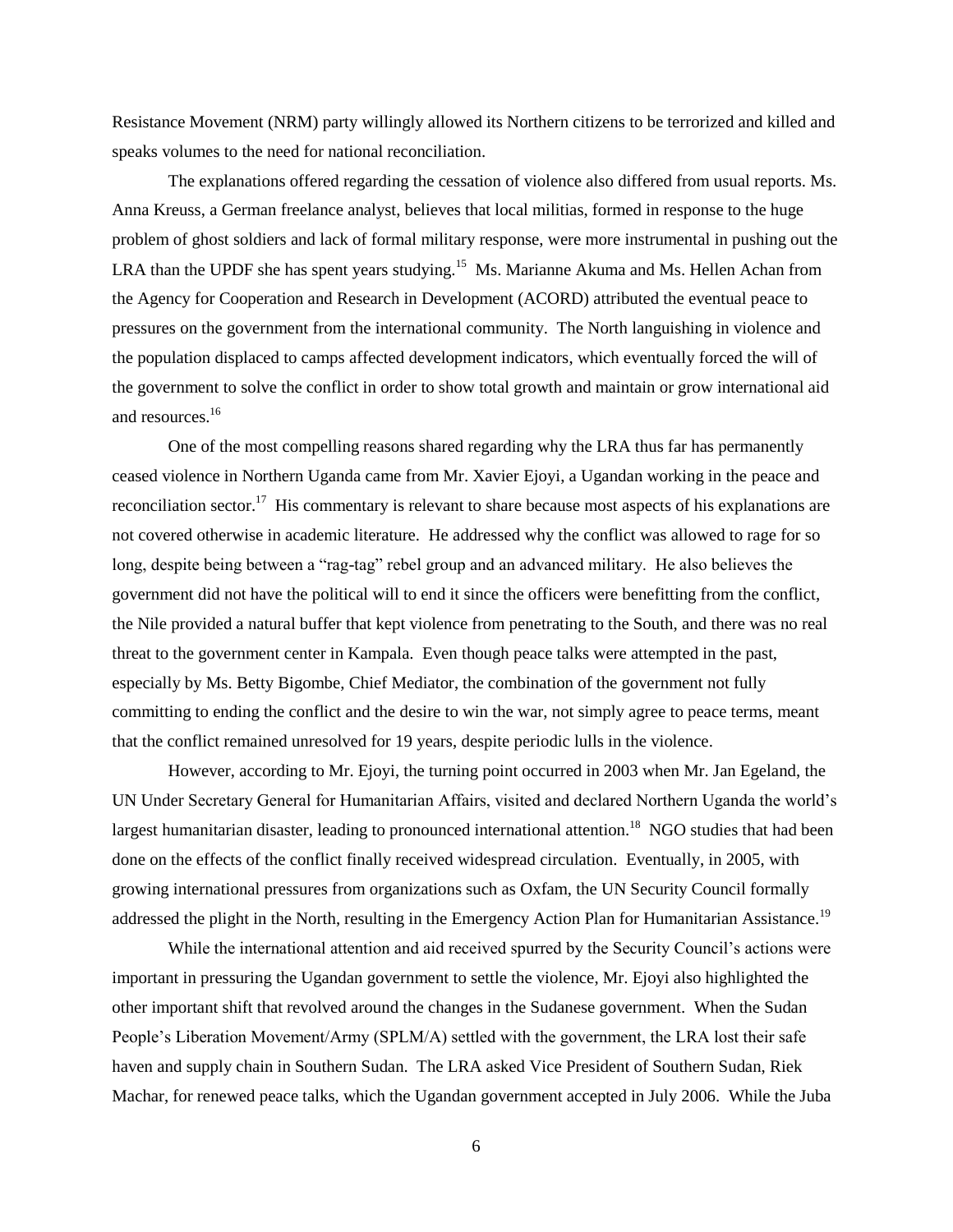Resistance Movement (NRM) party willingly allowed its Northern citizens to be terrorized and killed and speaks volumes to the need for national reconciliation.

The explanations offered regarding the cessation of violence also differed from usual reports. Ms. Anna Kreuss, a German freelance analyst, believes that local militias, formed in response to the huge problem of ghost soldiers and lack of formal military response, were more instrumental in pushing out the LRA than the UPDF she has spent years studying.[15] Ms. Marianne Akuma and Ms. Hellen Achan from the Agency for Cooperation and Research in Development (ACORD) attributed the eventual peace to pressures on the government from the international community. The North languishing in violence and the population displaced to camps affected development indicators, which eventually forced the will of the government to solve the conflict in order to show total growth and maintain or grow international aid and resources.[16]

One of the most compelling reasons shared regarding why the LRA thus far has permanently ceased violence in Northern Uganda came from Mr. Xavier Ejoyi, a Ugandan working in the peace and reconciliation sector.[17] His commentary is relevant to share because most aspects of his explanations are not covered otherwise in academic literature. He addressed why the conflict was allowed to rage for so long, despite being between a "rag-tag" rebel group and an advanced military. He also believes the government did not have the political will to end it since the officers were benefitting from the conflict, the Nile provided a natural buffer that kept violence from penetrating to the South, and there was no real threat to the government center in Kampala. Even though peace talks were attempted in the past, especially by Ms. Betty Bigombe, Chief Mediator, the combination of the government not fully committing to ending the conflict and the desire to win the war, not simply agree to peace terms, meant that the conflict remained unresolved for 19 years, despite periodic lulls in the violence.

However, according to Mr. Ejoyi, the turning point occurred in 2003 when Mr. Jan Egeland, the UN Under Secretary General for Humanitarian Affairs, visited and declared Northern Uganda the world's largest humanitarian disaster, leading to pronounced international attention.[18] NGO studies that had been done on the effects of the conflict finally received widespread circulation. Eventually, in 2005, with growing international pressures from organizations such as Oxfam, the UN Security Council formally addressed the plight in the North, resulting in the Emergency Action Plan for Humanitarian Assistance.[19]

While the international attention and aid received spurred by the Security Council's actions were important in pressuring the Ugandan government to settle the violence, Mr. Ejoyi also highlighted the other important shift that revolved around the changes in the Sudanese government. When the Sudan People's Liberation Movement/Army (SPLM/A) settled with the government, the LRA lost their safe haven and supply chain in Southern Sudan. The LRA asked Vice President of Southern Sudan, Riek Machar, for renewed peace talks, which the Ugandan government accepted in July 2006. While the Juba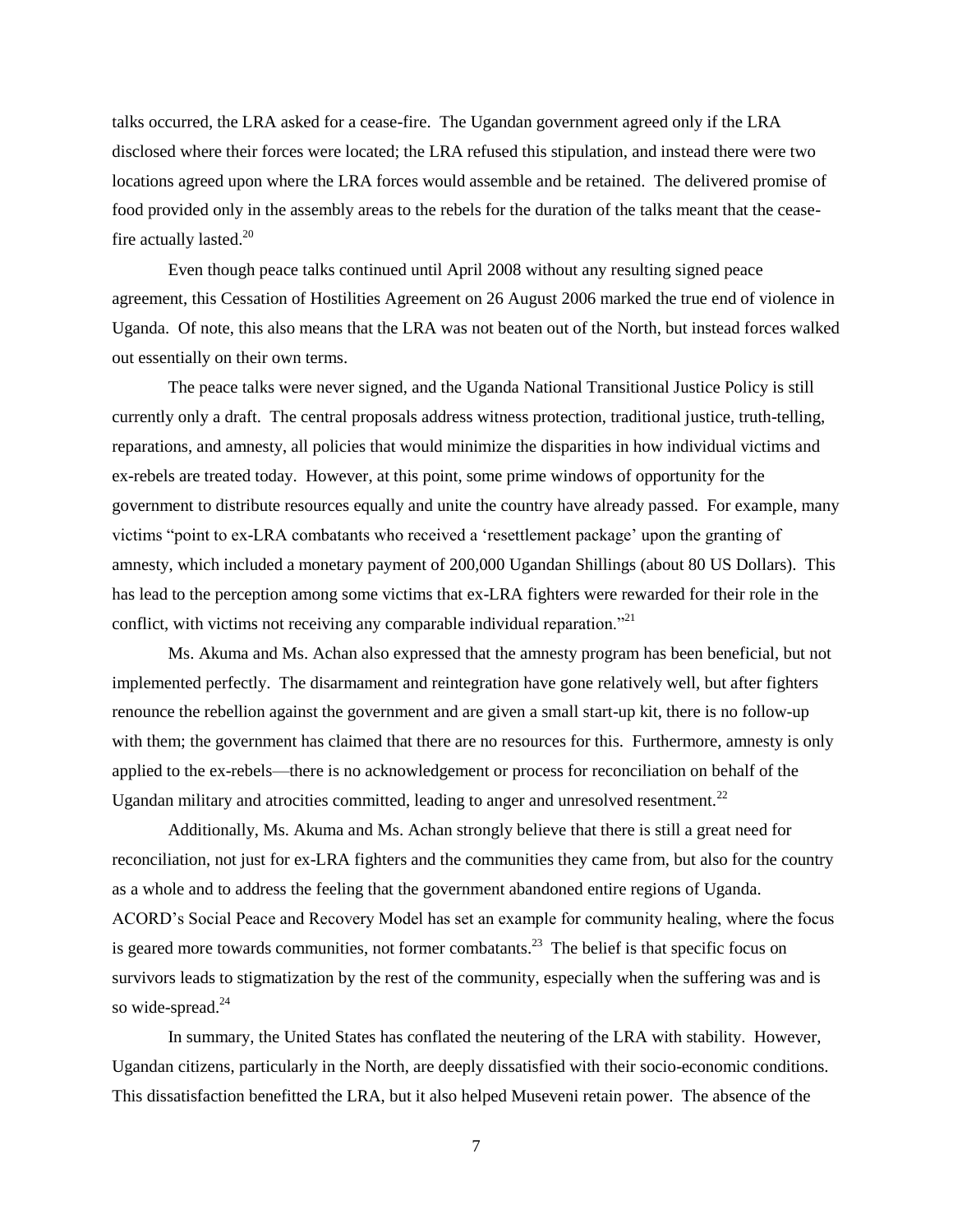talks occurred, the LRA asked for a cease-fire. The Ugandan government agreed only if the LRA disclosed where their forces were located; the LRA refused this stipulation, and instead there were two locations agreed upon where the LRA forces would assemble and be retained. The delivered promise of food provided only in the assembly areas to the rebels for the duration of the talks meant that the cease-fire actually lasted.[20]

Even though peace talks continued until April 2008 without any resulting signed peace agreement, this Cessation of Hostilities Agreement on 26 August 2006 marked the true end of violence in Uganda. Of note, this also means that the LRA was not beaten out of the North, but instead forces walked out essentially on their own terms.

The peace talks were never signed, and the Uganda National Transitional Justice Policy is still currently only a draft. The central proposals address witness protection, traditional justice, truth-telling, reparations, and amnesty, all policies that would minimize the disparities in how individual victims and ex-rebels are treated today. However, at this point, some prime windows of opportunity for the government to distribute resources equally and unite the country have already passed. For example, many victims "point to ex-LRA combatants who received a 'resettlement package' upon the granting of amnesty, which included a monetary payment of 200,000 Ugandan Shillings (about 80 US Dollars). This has lead to the perception among some victims that ex-LRA fighters were rewarded for their role in the conflict, with victims not receiving any comparable individual reparation."[21]

Ms. Akuma and Ms. Achan also expressed that the amnesty program has been beneficial, but not implemented perfectly. The disarmament and reintegration have gone relatively well, but after fighters renounce the rebellion against the government and are given a small start-up kit, there is no follow-up with them; the government has claimed that there are no resources for this. Furthermore, amnesty is only applied to the ex-rebels—there is no acknowledgement or process for reconciliation on behalf of the Ugandan military and atrocities committed, leading to anger and unresolved resentment.[22]

Additionally, Ms. Akuma and Ms. Achan strongly believe that there is still a great need for reconciliation, not just for ex-LRA fighters and the communities they came from, but also for the country as a whole and to address the feeling that the government abandoned entire regions of Uganda. ACORD's Social Peace and Recovery Model has set an example for community healing, where the focus is geared more towards communities, not former combatants.[23] The belief is that specific focus on survivors leads to stigmatization by the rest of the community, especially when the suffering was and is so wide-spread.[24]

In summary, the United States has conflated the neutering of the LRA with stability. However, Ugandan citizens, particularly in the North, are deeply dissatisfied with their socio-economic conditions. This dissatisfaction benefitted the LRA, but it also helped Museveni retain power. The absence of the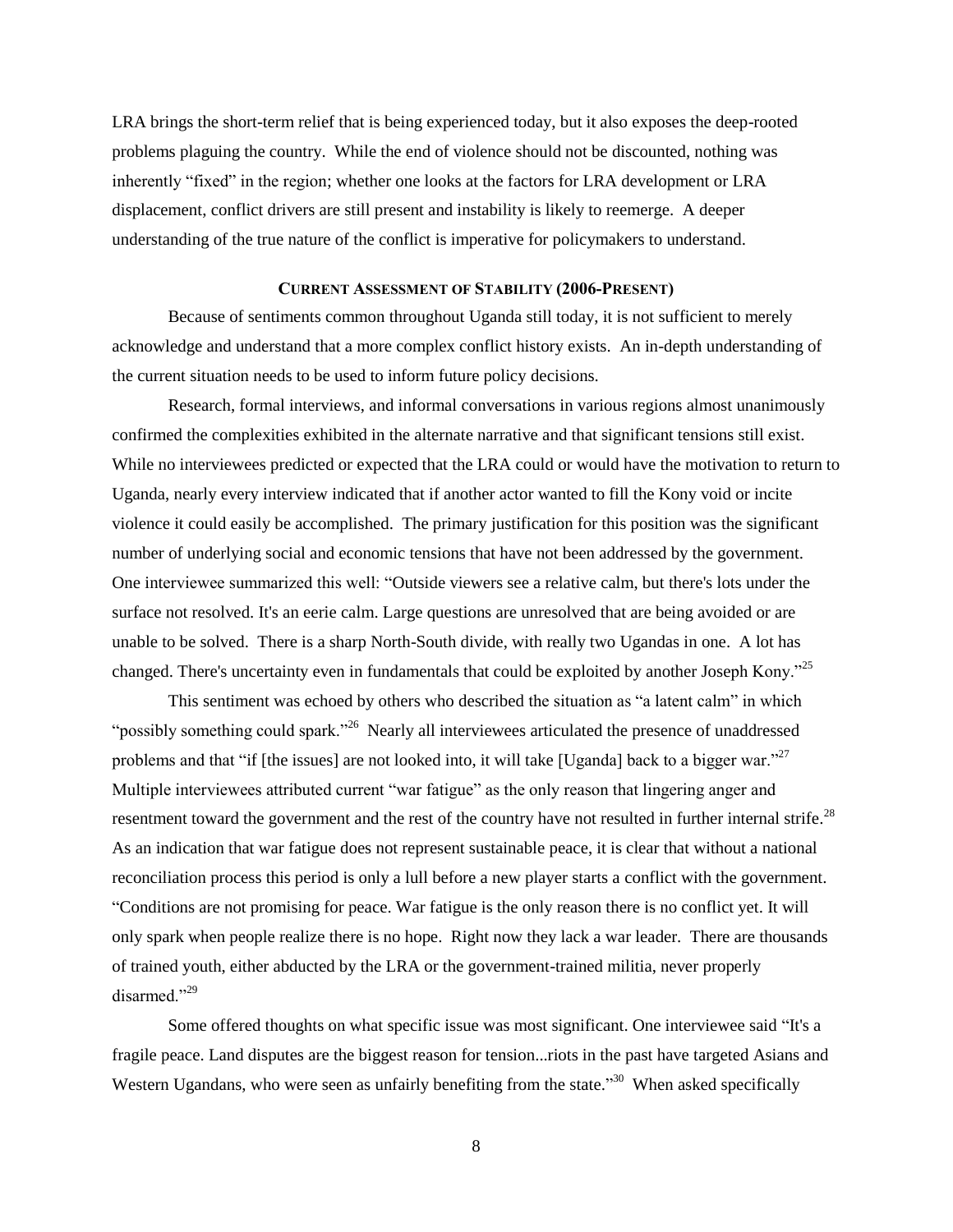LRA brings the short-term relief that is being experienced today, but it also exposes the deep-rooted problems plaguing the country. While the end of violence should not be discounted, nothing was inherently "fixed" in the region; whether one looks at the factors for LRA development or LRA displacement, conflict drivers are still present and instability is likely to reemerge. A deeper understanding of the true nature of the conflict is imperative for policymakers to understand.

## Current Assessment of Stability (2006-Present)

Because of sentiments common throughout Uganda still today, it is not sufficient to merely acknowledge and understand that a more complex conflict history exists. An in-depth understanding of the current situation needs to be used to inform future policy decisions.

Research, formal interviews, and informal conversations in various regions almost unanimously confirmed the complexities exhibited in the alternate narrative and that significant tensions still exist. While no interviewees predicted or expected that the LRA could or would have the motivation to return to Uganda, nearly every interview indicated that if another actor wanted to fill the Kony void or incite violence it could easily be accomplished. The primary justification for this position was the significant number of underlying social and economic tensions that have not been addressed by the government. One interviewee summarized this well: "Outside viewers see a relative calm, but there's lots under the surface not resolved. It's an eerie calm. Large questions are unresolved that are being avoided or are unable to be solved. There is a sharp North-South divide, with really two Ugandas in one. A lot has changed. There's uncertainty even in fundamentals that could be exploited by another Joseph Kony."[25]

This sentiment was echoed by others who described the situation as "a latent calm" in which "possibly something could spark."[26] Nearly all interviewees articulated the presence of unaddressed problems and that "if [the issues] are not looked into, it will take [Uganda] back to a bigger war."[27] Multiple interviewees attributed current "war fatigue" as the only reason that lingering anger and resentment toward the government and the rest of the country have not resulted in further internal strife.[28] As an indication that war fatigue does not represent sustainable peace, it is clear that without a national reconciliation process this period is only a lull before a new player starts a conflict with the government. "Conditions are not promising for peace. War fatigue is the only reason there is no conflict yet. It will only spark when people realize there is no hope. Right now they lack a war leader. There are thousands of trained youth, either abducted by the LRA or the government-trained militia, never properly disarmed."[29]

Some offered thoughts on what specific issue was most significant. One interviewee said "It's a fragile peace. Land disputes are the biggest reason for tension...riots in the past have targeted Asians and Western Ugandans, who were seen as unfairly benefiting from the state."[30] When asked specifically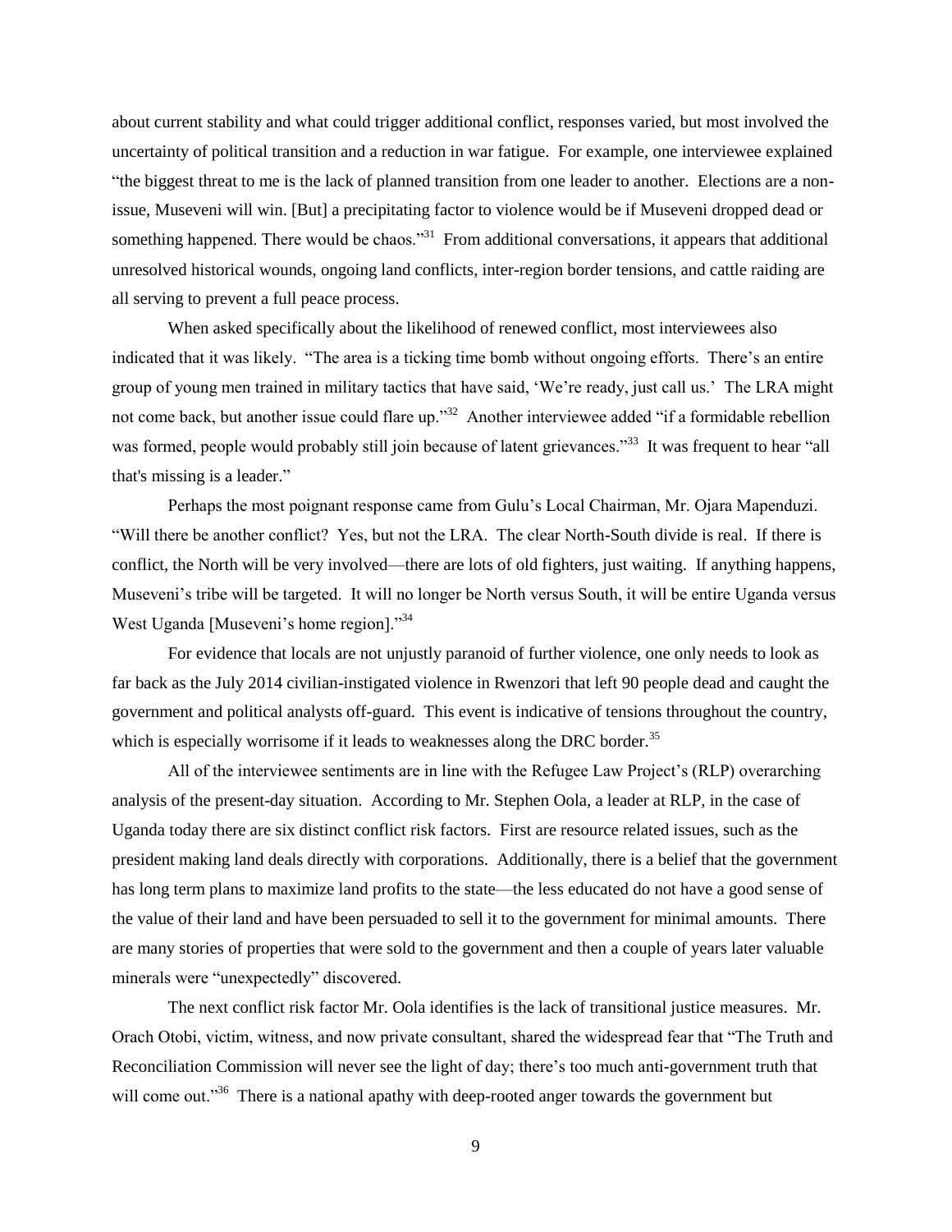about current stability and what could trigger additional conflict, responses varied, but most involved the uncertainty of political transition and a reduction in war fatigue. For example, one interviewee explained "the biggest threat to me is the lack of planned transition from one leader to another. Elections are a non-issue, Museveni will win. [But] a precipitating factor to violence would be if Museveni dropped dead or something happened. There would be chaos."[31] From additional conversations, it appears that additional unresolved historical wounds, ongoing land conflicts, inter-region border tensions, and cattle raiding are all serving to prevent a full peace process.

When asked specifically about the likelihood of renewed conflict, most interviewees also indicated that it was likely. "The area is a ticking time bomb without ongoing efforts. There's an entire group of young men trained in military tactics that have said, 'We're ready, just call us.' The LRA might not come back, but another issue could flare up."[32] Another interviewee added "if a formidable rebellion was formed, people would probably still join because of latent grievances."[33] It was frequent to hear "all that's missing is a leader."

Perhaps the most poignant response came from Gulu's Local Chairman, Mr. Ojara Mapenduzi. "Will there be another conflict? Yes, but not the LRA. The clear North-South divide is real. If there is conflict, the North will be very involved—there are lots of old fighters, just waiting. If anything happens, Museveni's tribe will be targeted. It will no longer be North versus South, it will be entire Uganda versus West Uganda [Museveni's home region]."[34]

For evidence that locals are not unjustly paranoid of further violence, one only needs to look as far back as the July 2014 civilian-instigated violence in Rwenzori that left 90 people dead and caught the government and political analysts off-guard. This event is indicative of tensions throughout the country, which is especially worrisome if it leads to weaknesses along the DRC border.[35]

All of the interviewee sentiments are in line with the Refugee Law Project's (RLP) overarching analysis of the present-day situation. According to Mr. Stephen Oola, a leader at RLP, in the case of Uganda today there are six distinct conflict risk factors. First are resource related issues, such as the president making land deals directly with corporations. Additionally, there is a belief that the government has long term plans to maximize land profits to the state—the less educated do not have a good sense of the value of their land and have been persuaded to sell it to the government for minimal amounts. There are many stories of properties that were sold to the government and then a couple of years later valuable minerals were "unexpectedly" discovered.

The next conflict risk factor Mr. Oola identifies is the lack of transitional justice measures. Mr. Orach Otobi, victim, witness, and now private consultant, shared the widespread fear that "The Truth and Reconciliation Commission will never see the light of day; there's too much anti-government truth that will come out."[36] There is a national apathy with deep-rooted anger towards the government but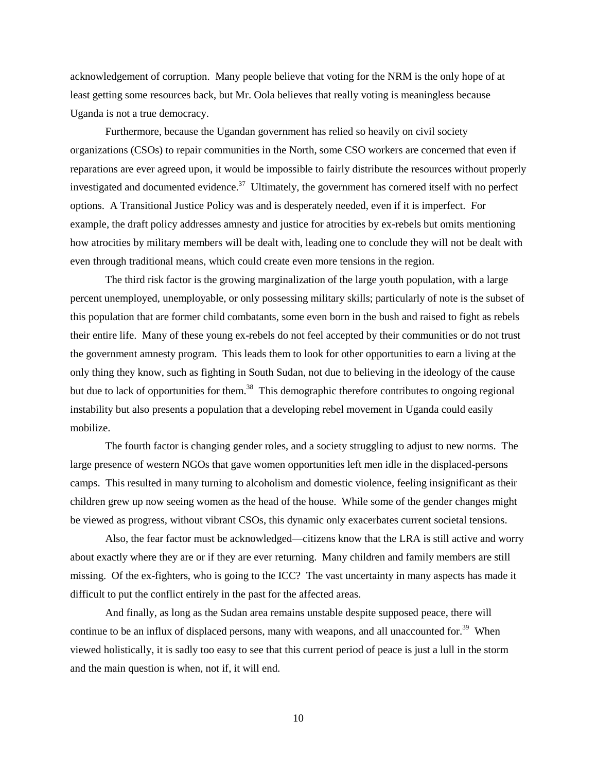acknowledgement of corruption. Many people believe that voting for the NRM is the only hope of at least getting some resources back, but Mr. Oola believes that really voting is meaningless because Uganda is not a true democracy.

Furthermore, because the Ugandan government has relied so heavily on civil society organizations (CSOs) to repair communities in the North, some CSO workers are concerned that even if reparations are ever agreed upon, it would be impossible to fairly distribute the resources without properly investigated and documented evidence.[37] Ultimately, the government has cornered itself with no perfect options. A Transitional Justice Policy was and is desperately needed, even if it is imperfect. For example, the draft policy addresses amnesty and justice for atrocities by ex-rebels but omits mentioning how atrocities by military members will be dealt with, leading one to conclude they will not be dealt with even through traditional means, which could create even more tensions in the region.

The third risk factor is the growing marginalization of the large youth population, with a large percent unemployed, unemployable, or only possessing military skills; particularly of note is the subset of this population that are former child combatants, some even born in the bush and raised to fight as rebels their entire life. Many of these young ex-rebels do not feel accepted by their communities or do not trust the government amnesty program. This leads them to look for other opportunities to earn a living at the only thing they know, such as fighting in South Sudan, not due to believing in the ideology of the cause but due to lack of opportunities for them.[38] This demographic therefore contributes to ongoing regional instability but also presents a population that a developing rebel movement in Uganda could easily mobilize.

The fourth factor is changing gender roles, and a society struggling to adjust to new norms. The large presence of western NGOs that gave women opportunities left men idle in the displaced-persons camps. This resulted in many turning to alcoholism and domestic violence, feeling insignificant as their children grew up now seeing women as the head of the house. While some of the gender changes might be viewed as progress, without vibrant CSOs, this dynamic only exacerbates current societal tensions.

Also, the fear factor must be acknowledged—citizens know that the LRA is still active and worry about exactly where they are or if they are ever returning. Many children and family members are still missing. Of the ex-fighters, who is going to the ICC? The vast uncertainty in many aspects has made it difficult to put the conflict entirely in the past for the affected areas.

And finally, as long as the Sudan area remains unstable despite supposed peace, there will continue to be an influx of displaced persons, many with weapons, and all unaccounted for.[39] When viewed holistically, it is sadly too easy to see that this current period of peace is just a lull in the storm and the main question is when, not if, it will end.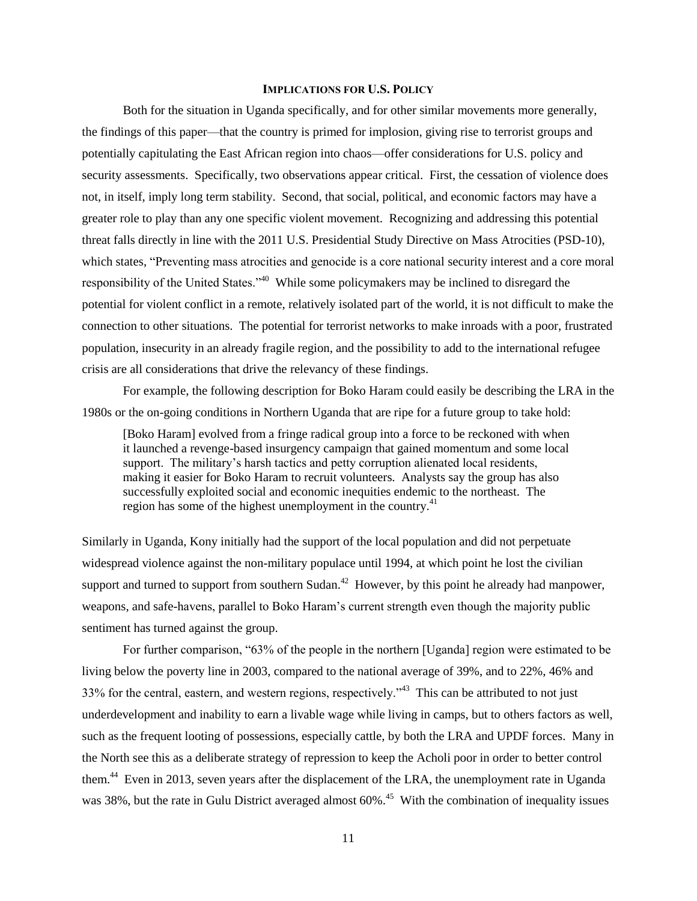## Implications for U.S. Policy

Both for the situation in Uganda specifically, and for other similar movements more generally, the findings of this paper—that the country is primed for implosion, giving rise to terrorist groups and potentially capitulating the East African region into chaos—offer considerations for U.S. policy and security assessments. Specifically, two observations appear critical. First, the cessation of violence does not, in itself, imply long term stability. Second, that social, political, and economic factors may have a greater role to play than any one specific violent movement. Recognizing and addressing this potential threat falls directly in line with the 2011 U.S. Presidential Study Directive on Mass Atrocities (PSD-10), which states, "Preventing mass atrocities and genocide is a core national security interest and a core moral responsibility of the United States."[40] While some policymakers may be inclined to disregard the potential for violent conflict in a remote, relatively isolated part of the world, it is not difficult to make the connection to other situations. The potential for terrorist networks to make inroads with a poor, frustrated population, insecurity in an already fragile region, and the possibility to add to the international refugee crisis are all considerations that drive the relevancy of these findings.

For example, the following description for Boko Haram could easily be describing the LRA in the 1980s or the on-going conditions in Northern Uganda that are ripe for a future group to take hold:

> [Boko Haram] evolved from a fringe radical group into a force to be reckoned with when it launched a revenge-based insurgency campaign that gained momentum and some local support. The military's harsh tactics and petty corruption alienated local residents, making it easier for Boko Haram to recruit volunteers. Analysts say the group has also successfully exploited social and economic inequities endemic to the northeast. The region has some of the highest unemployment in the country.[41]

Similarly in Uganda, Kony initially had the support of the local population and did not perpetuate widespread violence against the non-military populace until 1994, at which point he lost the civilian support and turned to support from southern Sudan.[42] However, by this point he already had manpower, weapons, and safe-havens, parallel to Boko Haram's current strength even though the majority public sentiment has turned against the group.

For further comparison, "63% of the people in the northern [Uganda] region were estimated to be living below the poverty line in 2003, compared to the national average of 39%, and to 22%, 46% and 33% for the central, eastern, and western regions, respectively."[43] This can be attributed to not just underdevelopment and inability to earn a livable wage while living in camps, but to others factors as well, such as the frequent looting of possessions, especially cattle, by both the LRA and UPDF forces. Many in the North see this as a deliberate strategy of repression to keep the Acholi poor in order to better control them.[44] Even in 2013, seven years after the displacement of the LRA, the unemployment rate in Uganda was 38%, but the rate in Gulu District averaged almost 60%.[45] With the combination of inequality issues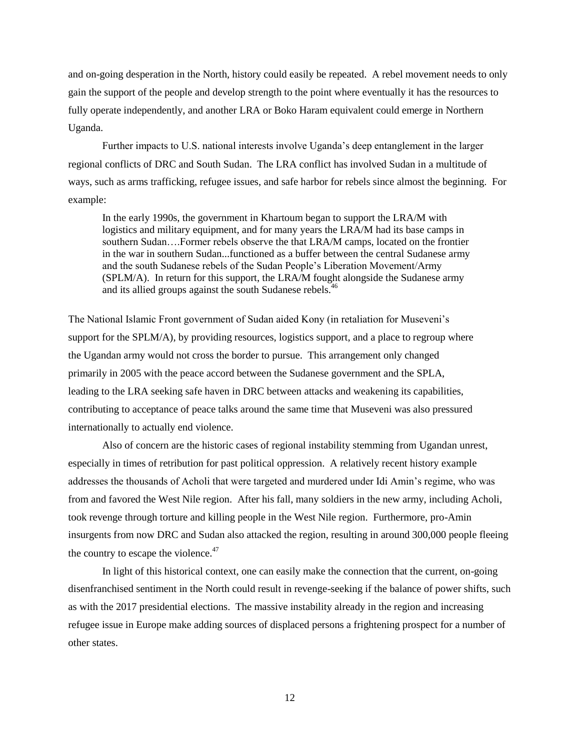and on-going desperation in the North, history could easily be repeated. A rebel movement needs to only gain the support of the people and develop strength to the point where eventually it has the resources to fully operate independently, and another LRA or Boko Haram equivalent could emerge in Northern Uganda.

Further impacts to U.S. national interests involve Uganda's deep entanglement in the larger regional conflicts of DRC and South Sudan. The LRA conflict has involved Sudan in a multitude of ways, such as arms trafficking, refugee issues, and safe harbor for rebels since almost the beginning. For example:

> In the early 1990s, the government in Khartoum began to support the LRA/M with logistics and military equipment, and for many years the LRA/M had its base camps in southern Sudan….Former rebels observe the that LRA/M camps, located on the frontier in the war in southern Sudan...functioned as a buffer between the central Sudanese army and the south Sudanese rebels of the Sudan People's Liberation Movement/Army (SPLM/A). In return for this support, the LRA/M fought alongside the Sudanese army and its allied groups against the south Sudanese rebels.[46]

The National Islamic Front government of Sudan aided Kony (in retaliation for Museveni's support for the SPLM/A), by providing resources, logistics support, and a place to regroup where the Ugandan army would not cross the border to pursue. This arrangement only changed primarily in 2005 with the peace accord between the Sudanese government and the SPLA, leading to the LRA seeking safe haven in DRC between attacks and weakening its capabilities, contributing to acceptance of peace talks around the same time that Museveni was also pressured internationally to actually end violence.

Also of concern are the historic cases of regional instability stemming from Ugandan unrest, especially in times of retribution for past political oppression. A relatively recent history example addresses the thousands of Acholi that were targeted and murdered under Idi Amin's regime, who was from and favored the West Nile region. After his fall, many soldiers in the new army, including Acholi, took revenge through torture and killing people in the West Nile region. Furthermore, pro-Amin insurgents from now DRC and Sudan also attacked the region, resulting in around 300,000 people fleeing the country to escape the violence.[47]

In light of this historical context, one can easily make the connection that the current, on-going disenfranchised sentiment in the North could result in revenge-seeking if the balance of power shifts, such as with the 2017 presidential elections. The massive instability already in the region and increasing refugee issue in Europe make adding sources of displaced persons a frightening prospect for a number of other states.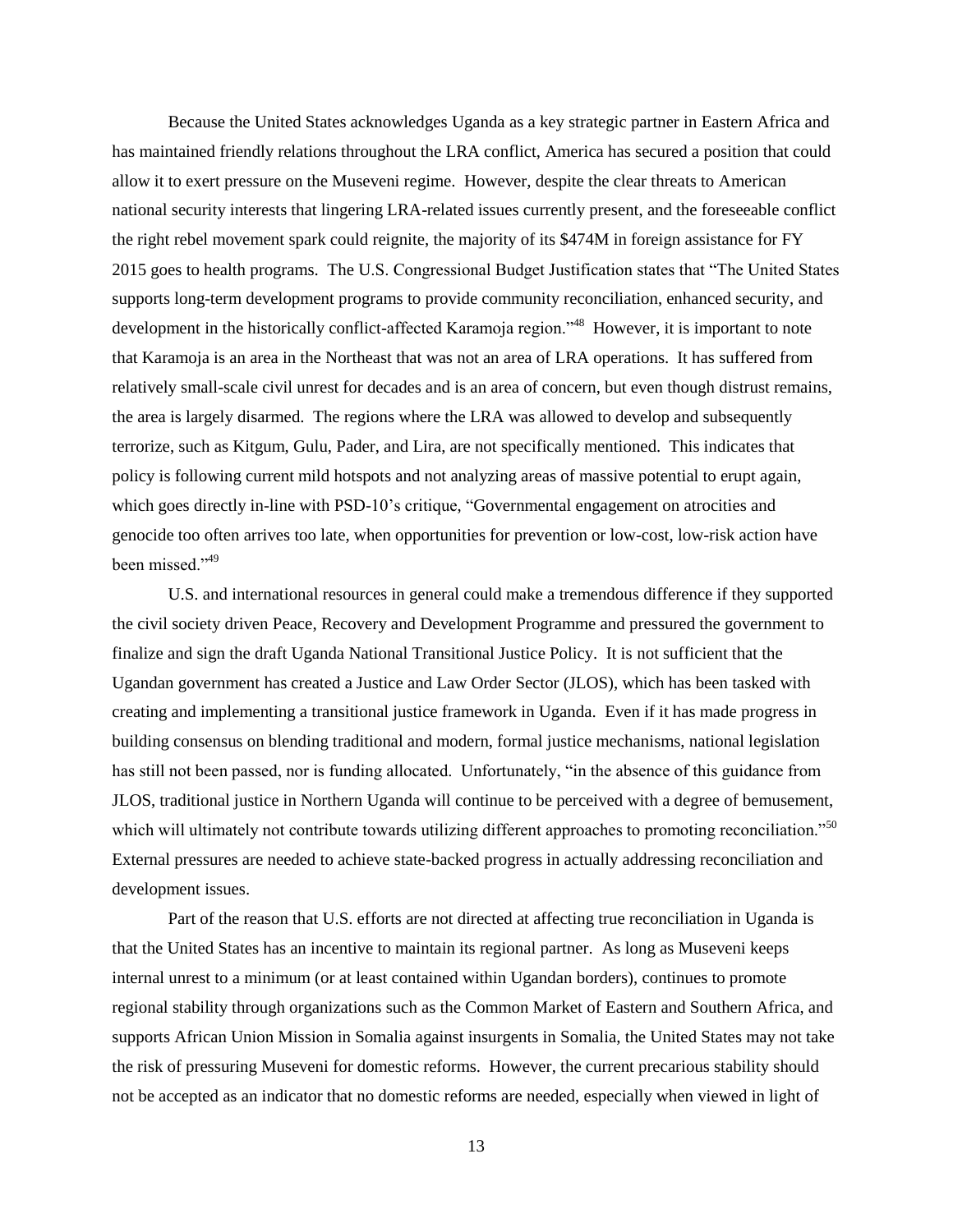Because the United States acknowledges Uganda as a key strategic partner in Eastern Africa and has maintained friendly relations throughout the LRA conflict, America has secured a position that could allow it to exert pressure on the Museveni regime. However, despite the clear threats to American national security interests that lingering LRA-related issues currently present, and the foreseeable conflict the right rebel movement spark could reignite, the majority of its $474M in foreign assistance for FY 2015 goes to health programs. The U.S. Congressional Budget Justification states that "The United States supports long-term development programs to provide community reconciliation, enhanced security, and development in the historically conflict-affected Karamoja region."[48] However, it is important to note that Karamoja is an area in the Northeast that was not an area of LRA operations. It has suffered from relatively small-scale civil unrest for decades and is an area of concern, but even though distrust remains, the area is largely disarmed. The regions where the LRA was allowed to develop and subsequently terrorize, such as Kitgum, Gulu, Pader, and Lira, are not specifically mentioned. This indicates that policy is following current mild hotspots and not analyzing areas of massive potential to erupt again, which goes directly in-line with PSD-10's critique, "Governmental engagement on atrocities and genocide too often arrives too late, when opportunities for prevention or low-cost, low-risk action have been missed."[49]

U.S. and international resources in general could make a tremendous difference if they supported the civil society driven Peace, Recovery and Development Programme and pressured the government to finalize and sign the draft Uganda National Transitional Justice Policy. It is not sufficient that the Ugandan government has created a Justice and Law Order Sector (JLOS), which has been tasked with creating and implementing a transitional justice framework in Uganda. Even if it has made progress in building consensus on blending traditional and modern, formal justice mechanisms, national legislation has still not been passed, nor is funding allocated. Unfortunately, "in the absence of this guidance from JLOS, traditional justice in Northern Uganda will continue to be perceived with a degree of bemusement, which will ultimately not contribute towards utilizing different approaches to promoting reconciliation."[50] External pressures are needed to achieve state-backed progress in actually addressing reconciliation and development issues.

Part of the reason that U.S. efforts are not directed at affecting true reconciliation in Uganda is that the United States has an incentive to maintain its regional partner. As long as Museveni keeps internal unrest to a minimum (or at least contained within Ugandan borders), continues to promote regional stability through organizations such as the Common Market of Eastern and Southern Africa, and supports African Union Mission in Somalia against insurgents in Somalia, the United States may not take the risk of pressuring Museveni for domestic reforms. However, the current precarious stability should not be accepted as an indicator that no domestic reforms are needed, especially when viewed in light of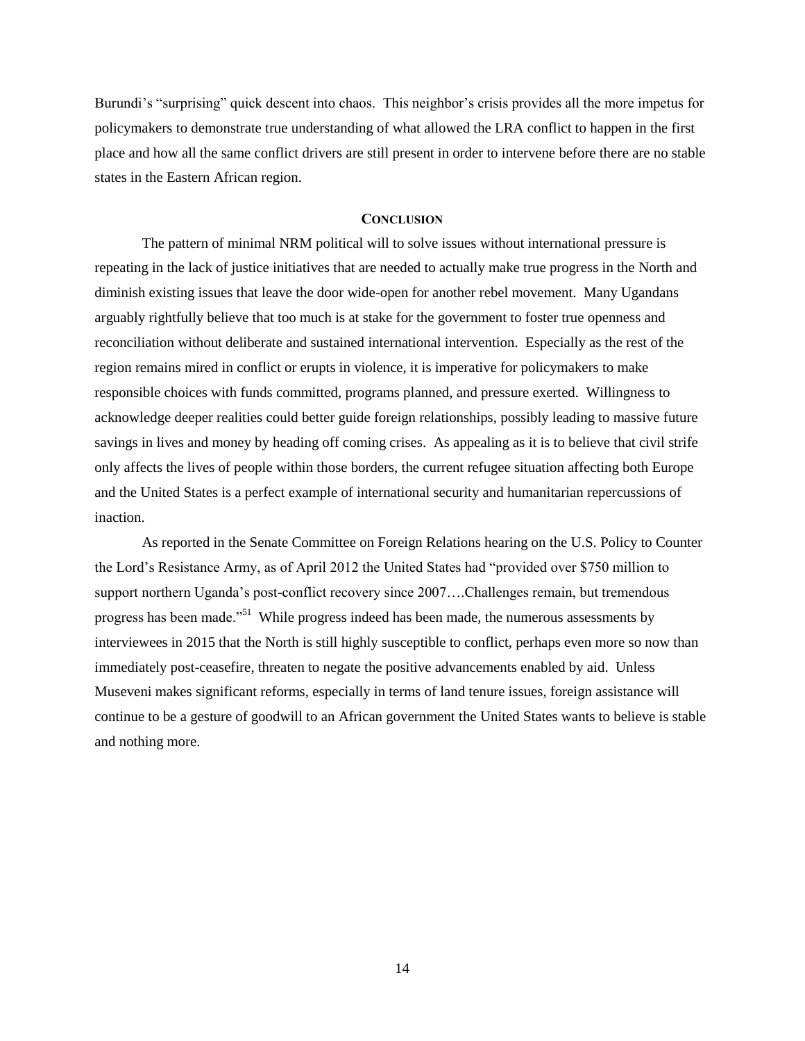Burundi's "surprising" quick descent into chaos. This neighbor's crisis provides all the more impetus for policymakers to demonstrate true understanding of what allowed the LRA conflict to happen in the first place and how all the same conflict drivers are still present in order to intervene before there are no stable states in the Eastern African region.

## CONCLUSION

The pattern of minimal NRM political will to solve issues without international pressure is repeating in the lack of justice initiatives that are needed to actually make true progress in the North and diminish existing issues that leave the door wide-open for another rebel movement. Many Ugandans arguably rightfully believe that too much is at stake for the government to foster true openness and reconciliation without deliberate and sustained international intervention. Especially as the rest of the region remains mired in conflict or erupts in violence, it is imperative for policymakers to make responsible choices with funds committed, programs planned, and pressure exerted. Willingness to acknowledge deeper realities could better guide foreign relationships, possibly leading to massive future savings in lives and money by heading off coming crises. As appealing as it is to believe that civil strife only affects the lives of people within those borders, the current refugee situation affecting both Europe and the United States is a perfect example of international security and humanitarian repercussions of inaction.

As reported in the Senate Committee on Foreign Relations hearing on the U.S. Policy to Counter the Lord's Resistance Army, as of April 2012 the United States had "provided over $750 million to support northern Uganda's post-conflict recovery since 2007….Challenges remain, but tremendous progress has been made."[51] While progress indeed has been made, the numerous assessments by interviewees in 2015 that the North is still highly susceptible to conflict, perhaps even more so now than immediately post-ceasefire, threaten to negate the positive advancements enabled by aid. Unless Museveni makes significant reforms, especially in terms of land tenure issues, foreign assistance will continue to be a gesture of goodwill to an African government the United States wants to believe is stable and nothing more.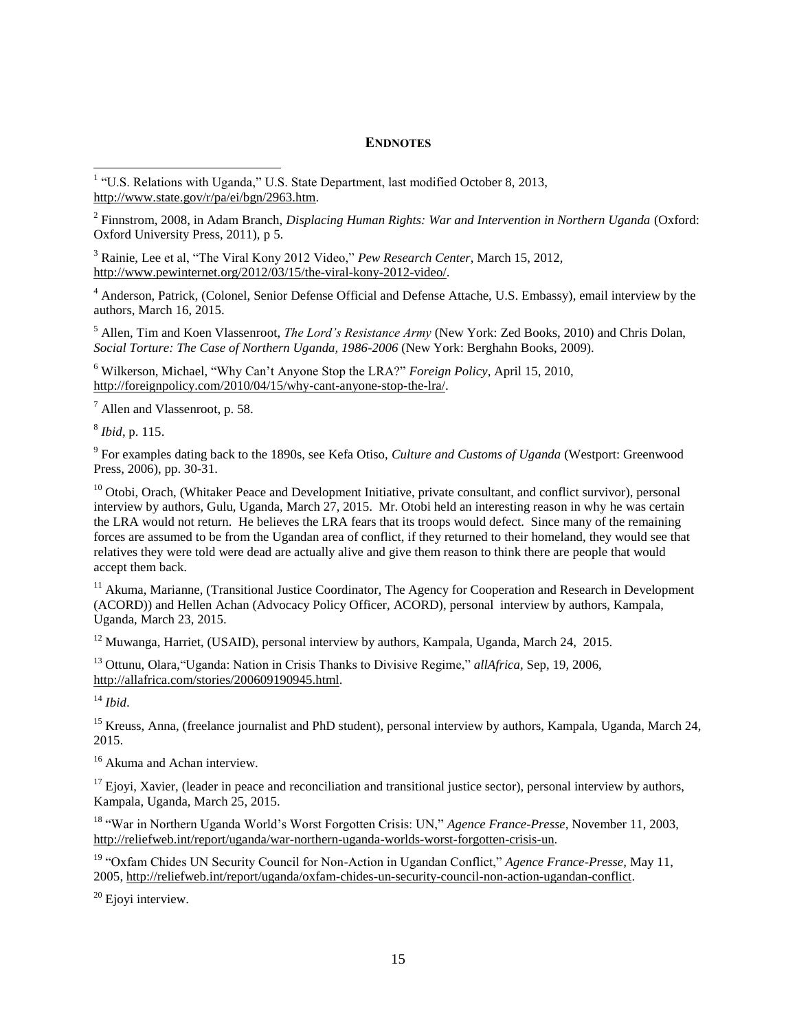## ENDNOTES

[1] "U.S. Relations with Uganda," U.S. State Department, last modified October 8, 2013, http://www.state.gov/r/pa/ei/bgn/2963.htm.

[2] Finnstrom, 2008, in Adam Branch, *Displacing Human Rights: War and Intervention in Northern Uganda* (Oxford: Oxford University Press, 2011), p 5.

[3] Rainie, Lee et al, "The Viral Kony 2012 Video," *Pew Research Center*, March 15, 2012, http://www.pewinternet.org/2012/03/15/the-viral-kony-2012-video/.

[4] Anderson, Patrick, (Colonel, Senior Defense Official and Defense Attache, U.S. Embassy), email interview by the authors, March 16, 2015.

[5] Allen, Tim and Koen Vlassenroot, *The Lord's Resistance Army* (New York: Zed Books, 2010) and Chris Dolan, *Social Torture: The Case of Northern Uganda, 1986-2006* (New York: Berghahn Books, 2009).

[6] Wilkerson, Michael, "Why Can't Anyone Stop the LRA?" *Foreign Policy*, April 15, 2010, http://foreignpolicy.com/2010/04/15/why-cant-anyone-stop-the-lra/.

[7] Allen and Vlassenroot, p. 58.

[8] *Ibid*, p. 115.

[9] For examples dating back to the 1890s, see Kefa Otiso, *Culture and Customs of Uganda* (Westport: Greenwood Press, 2006), pp. 30-31.

[10] Otobi, Orach, (Whitaker Peace and Development Initiative, private consultant, and conflict survivor), personal interview by authors, Gulu, Uganda, March 27, 2015. Mr. Otobi held an interesting reason in why he was certain the LRA would not return. He believes the LRA fears that its troops would defect. Since many of the remaining forces are assumed to be from the Ugandan area of conflict, if they returned to their homeland, they would see that relatives they were told were dead are actually alive and give them reason to think there are people that would accept them back.

[11] Akuma, Marianne, (Transitional Justice Coordinator, The Agency for Cooperation and Research in Development (ACORD)) and Hellen Achan (Advocacy Policy Officer, ACORD), personal interview by authors, Kampala, Uganda, March 23, 2015.

[12] Muwanga, Harriet, (USAID), personal interview by authors, Kampala, Uganda, March 24, 2015.

[13] Ottunu, Olara,"Uganda: Nation in Crisis Thanks to Divisive Regime," *allAfrica*, Sep, 19, 2006, http://allafrica.com/stories/200609190945.html.

[14] *Ibid*.

[15] Kreuss, Anna, (freelance journalist and PhD student), personal interview by authors, Kampala, Uganda, March 24, 2015.

[16] Akuma and Achan interview.

[17] Ejoyi, Xavier, (leader in peace and reconciliation and transitional justice sector), personal interview by authors, Kampala, Uganda, March 25, 2015.

[18] "War in Northern Uganda World's Worst Forgotten Crisis: UN," *Agence France-Presse*, November 11, 2003, http://reliefweb.int/report/uganda/war-northern-uganda-worlds-worst-forgotten-crisis-un.

[19] "Oxfam Chides UN Security Council for Non-Action in Ugandan Conflict," *Agence France-Presse*, May 11, 2005, http://reliefweb.int/report/uganda/oxfam-chides-un-security-council-non-action-ugandan-conflict.

[20] Ejoyi interview.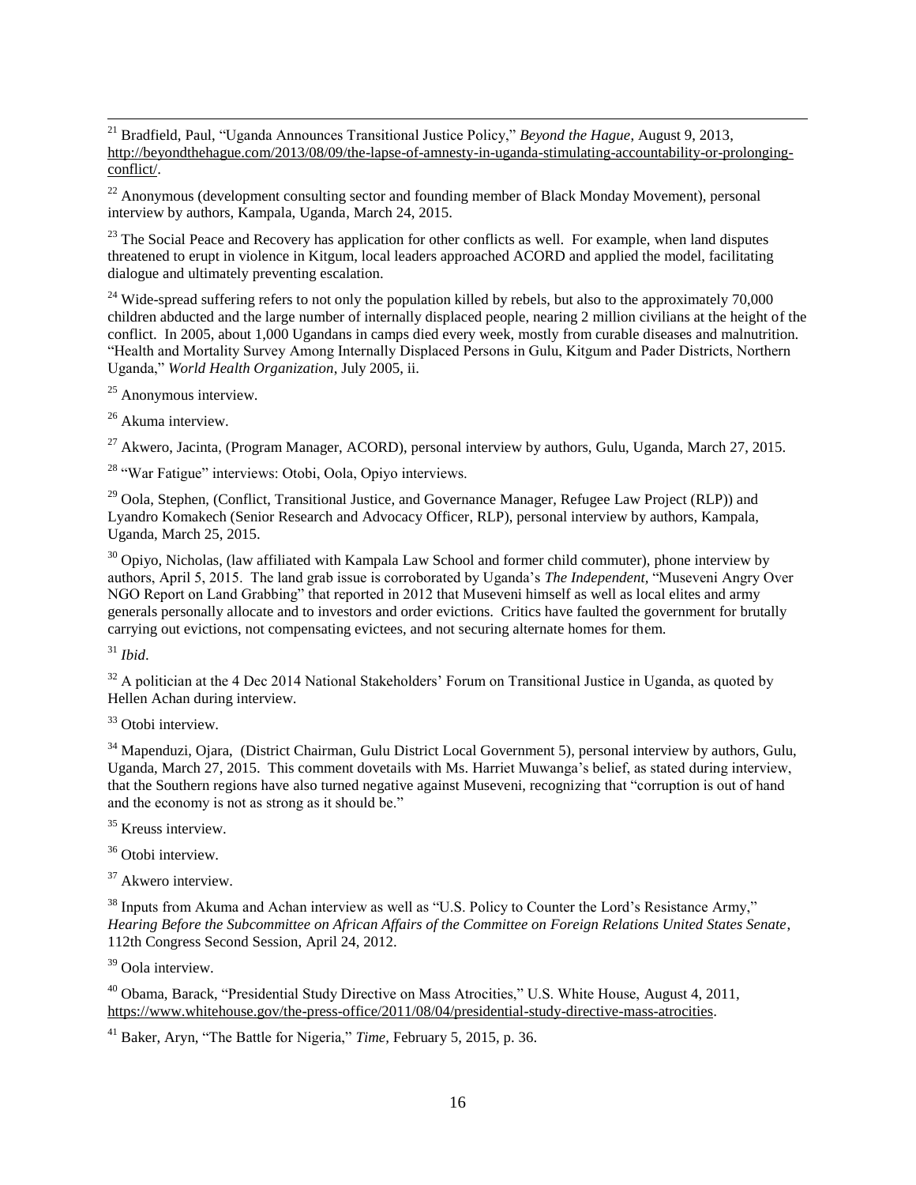[21] Bradfield, Paul, "Uganda Announces Transitional Justice Policy," *Beyond the Hague*, August 9, 2013, http://beyondthehague.com/2013/08/09/the-lapse-of-amnesty-in-uganda-stimulating-accountability-or-prolonging-conflict/.

[22] Anonymous (development consulting sector and founding member of Black Monday Movement), personal interview by authors, Kampala, Uganda, March 24, 2015.

[23] The Social Peace and Recovery has application for other conflicts as well. For example, when land disputes threatened to erupt in violence in Kitgum, local leaders approached ACORD and applied the model, facilitating dialogue and ultimately preventing escalation.

[24] Wide-spread suffering refers to not only the population killed by rebels, but also to the approximately 70,000 children abducted and the large number of internally displaced people, nearing 2 million civilians at the height of the conflict. In 2005, about 1,000 Ugandans in camps died every week, mostly from curable diseases and malnutrition. "Health and Mortality Survey Among Internally Displaced Persons in Gulu, Kitgum and Pader Districts, Northern Uganda," *World Health Organization*, July 2005, ii.

[25] Anonymous interview.

[26] Akuma interview.

[27] Akwero, Jacinta, (Program Manager, ACORD), personal interview by authors, Gulu, Uganda, March 27, 2015.

[28] "War Fatigue" interviews: Otobi, Oola, Opiyo interviews.

[29] Oola, Stephen, (Conflict, Transitional Justice, and Governance Manager, Refugee Law Project (RLP)) and Lyandro Komakech (Senior Research and Advocacy Officer, RLP), personal interview by authors, Kampala, Uganda, March 25, 2015.

[30] Opiyo, Nicholas, (law affiliated with Kampala Law School and former child commuter), phone interview by authors, April 5, 2015. The land grab issue is corroborated by Uganda's *The Independent,* "Museveni Angry Over NGO Report on Land Grabbing" that reported in 2012 that Museveni himself as well as local elites and army generals personally allocate and to investors and order evictions. Critics have faulted the government for brutally carrying out evictions, not compensating evictees, and not securing alternate homes for them.

[31] *Ibid*.

[32] A politician at the 4 Dec 2014 National Stakeholders' Forum on Transitional Justice in Uganda, as quoted by Hellen Achan during interview.

[33] Otobi interview.

[34] Mapenduzi, Ojara, (District Chairman, Gulu District Local Government 5), personal interview by authors, Gulu, Uganda, March 27, 2015. This comment dovetails with Ms. Harriet Muwanga's belief, as stated during interview, that the Southern regions have also turned negative against Museveni, recognizing that "corruption is out of hand and the economy is not as strong as it should be."

[35] Kreuss interview.

[36] Otobi interview.

[37] Akwero interview.

[38] Inputs from Akuma and Achan interview as well as "U.S. Policy to Counter the Lord's Resistance Army," *Hearing Before the Subcommittee on African Affairs of the Committee on Foreign Relations United States Senate*, 112th Congress Second Session, April 24, 2012.

[39] Oola interview.

[40] Obama, Barack, "Presidential Study Directive on Mass Atrocities," U.S. White House, August 4, 2011, https://www.whitehouse.gov/the-press-office/2011/08/04/presidential-study-directive-mass-atrocities.

[41] Baker, Aryn, "The Battle for Nigeria," *Time*, February 5, 2015, p. 36.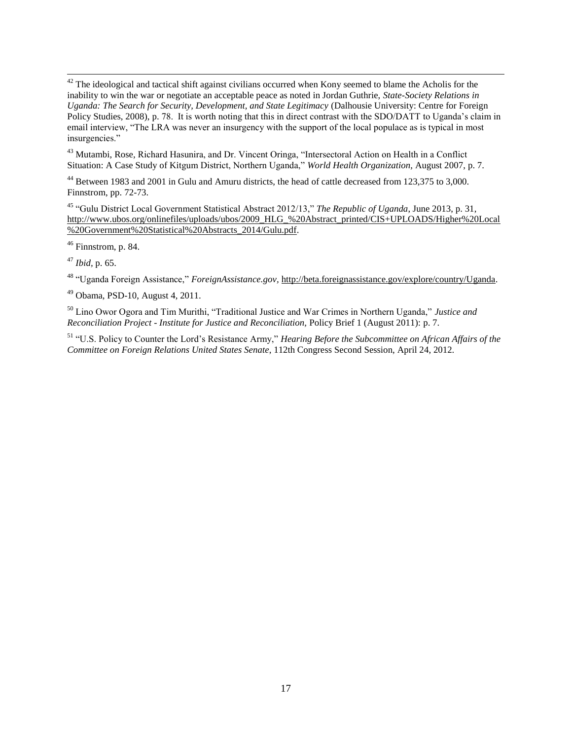[42] The ideological and tactical shift against civilians occurred when Kony seemed to blame the Acholis for the inability to win the war or negotiate an acceptable peace as noted in Jordan Guthrie, *State-Society Relations in Uganda: The Search for Security, Development, and State Legitimacy* (Dalhousie University: Centre for Foreign Policy Studies, 2008), p. 78. It is worth noting that this in direct contrast with the SDO/DATT to Uganda's claim in email interview, "The LRA was never an insurgency with the support of the local populace as is typical in most insurgencies."

[43] Mutambi, Rose, Richard Hasunira, and Dr. Vincent Oringa, "Intersectoral Action on Health in a Conflict Situation: A Case Study of Kitgum District, Northern Uganda," *World Health Organization,* August 2007, p. 7.

[44] Between 1983 and 2001 in Gulu and Amuru districts, the head of cattle decreased from 123,375 to 3,000. Finnstrom, pp. 72-73.

[45] "Gulu District Local Government Statistical Abstract 2012/13," *The Republic of Uganda*, June 2013, p. 31, http://www.ubos.org/onlinefiles/uploads/ubos/2009_HLG_%20Abstract_printed/CIS+UPLOADS/Higher%20Local%20Government%20Statistical%20Abstracts_2014/Gulu.pdf.

[46] Finnstrom, p. 84.

[47] *Ibid*, p. 65.

[48] "Uganda Foreign Assistance," *ForeignAssistance.gov,* http://beta.foreignassistance.gov/explore/country/Uganda.

[49] Obama, PSD-10, August 4, 2011.

[50] Lino Owor Ogora and Tim Murithi, "Traditional Justice and War Crimes in Northern Uganda," *Justice and Reconciliation Project - Institute for Justice and Reconciliation,* Policy Brief 1 (August 2011): p. 7.

[51] "U.S. Policy to Counter the Lord's Resistance Army," *Hearing Before the Subcommittee on African Affairs of the Committee on Foreign Relations United States Senate*, 112th Congress Second Session, April 24, 2012.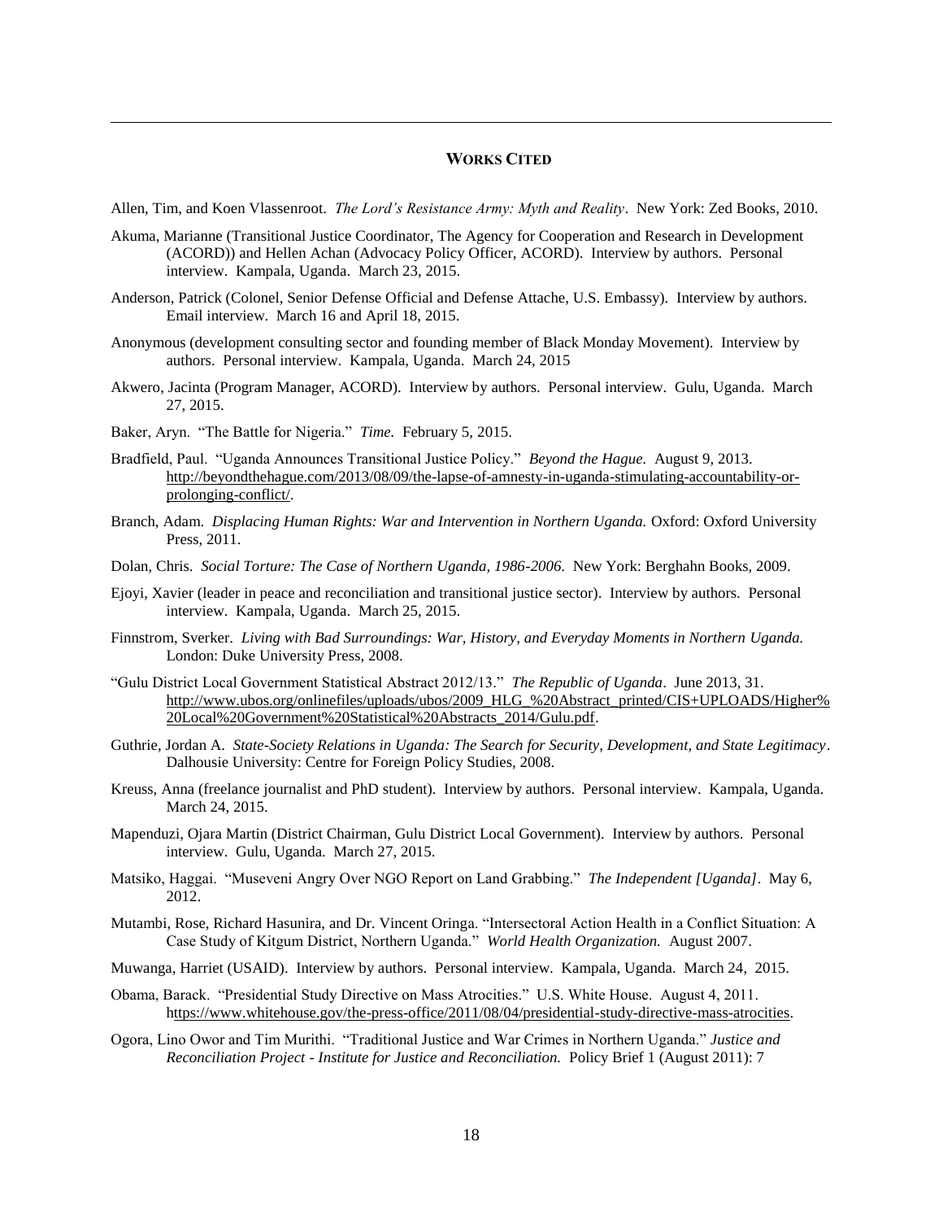## WORKS CITED

Allen, Tim, and Koen Vlassenroot. *The Lord's Resistance Army: Myth and Reality*. New York: Zed Books, 2010.

Akuma, Marianne (Transitional Justice Coordinator, The Agency for Cooperation and Research in Development (ACORD)) and Hellen Achan (Advocacy Policy Officer, ACORD). Interview by authors. Personal interview. Kampala, Uganda. March 23, 2015.

Anderson, Patrick (Colonel, Senior Defense Official and Defense Attache, U.S. Embassy). Interview by authors. Email interview. March 16 and April 18, 2015.

Anonymous (development consulting sector and founding member of Black Monday Movement). Interview by authors. Personal interview. Kampala, Uganda. March 24, 2015

Akwero, Jacinta (Program Manager, ACORD). Interview by authors. Personal interview. Gulu, Uganda. March 27, 2015.

Baker, Aryn. "The Battle for Nigeria." *Time.* February 5, 2015.

Bradfield, Paul. "Uganda Announces Transitional Justice Policy." *Beyond the Hague.* August 9, 2013. http://beyondthehague.com/2013/08/09/the-lapse-of-amnesty-in-uganda-stimulating-accountability-or-prolonging-conflict/.

Branch, Adam. *Displacing Human Rights: War and Intervention in Northern Uganda.* Oxford: Oxford University Press, 2011.

Dolan, Chris. *Social Torture: The Case of Northern Uganda, 1986-2006*. New York: Berghahn Books, 2009.

Ejoyi, Xavier (leader in peace and reconciliation and transitional justice sector). Interview by authors. Personal interview. Kampala, Uganda. March 25, 2015.

Finnstrom, Sverker. *Living with Bad Surroundings: War, History, and Everyday Moments in Northern Uganda.* London: Duke University Press, 2008.

"Gulu District Local Government Statistical Abstract 2012/13." *The Republic of Uganda*. June 2013, 31. http://www.ubos.org/onlinefiles/uploads/ubos/2009_HLG_%20Abstract_printed/CIS+UPLOADS/Higher%20Local%20Government%20Statistical%20Abstracts_2014/Gulu.pdf.

Guthrie, Jordan A. *State-Society Relations in Uganda: The Search for Security, Development, and State Legitimacy*. Dalhousie University: Centre for Foreign Policy Studies, 2008.

Kreuss, Anna (freelance journalist and PhD student). Interview by authors. Personal interview. Kampala, Uganda. March 24, 2015.

Mapenduzi, Ojara Martin (District Chairman, Gulu District Local Government). Interview by authors. Personal interview. Gulu, Uganda. March 27, 2015.

Matsiko, Haggai. "Museveni Angry Over NGO Report on Land Grabbing." *The Independent [Uganda]*. May 6, 2012.

Mutambi, Rose, Richard Hasunira, and Dr. Vincent Oringa. "Intersectoral Action Health in a Conflict Situation: A Case Study of Kitgum District, Northern Uganda." *World Health Organization.* August 2007.

Muwanga, Harriet (USAID). Interview by authors. Personal interview. Kampala, Uganda. March 24, 2015.

Obama, Barack. "Presidential Study Directive on Mass Atrocities." U.S. White House. August 4, 2011. https://www.whitehouse.gov/the-press-office/2011/08/04/presidential-study-directive-mass-atrocities.

Ogora, Lino Owor and Tim Murithi. "Traditional Justice and War Crimes in Northern Uganda." *Justice and Reconciliation Project - Institute for Justice and Reconciliation.* Policy Brief 1 (August 2011): 7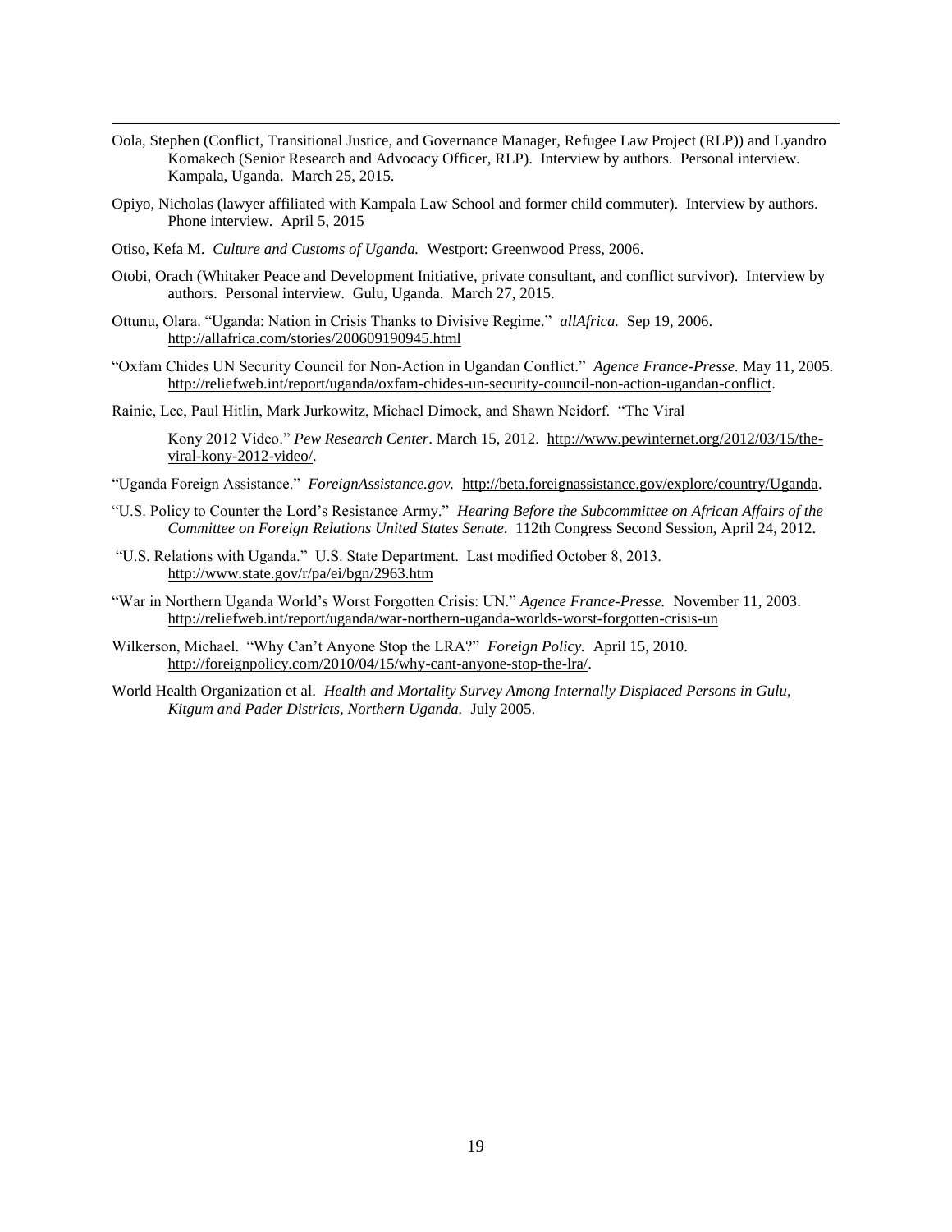Oola, Stephen (Conflict, Transitional Justice, and Governance Manager, Refugee Law Project (RLP)) and Lyandro Komakech (Senior Research and Advocacy Officer, RLP). Interview by authors. Personal interview. Kampala, Uganda. March 25, 2015.

Opiyo, Nicholas (lawyer affiliated with Kampala Law School and former child commuter). Interview by authors. Phone interview. April 5, 2015

Otiso, Kefa M. *Culture and Customs of Uganda.* Westport: Greenwood Press, 2006.

Otobi, Orach (Whitaker Peace and Development Initiative, private consultant, and conflict survivor). Interview by authors. Personal interview. Gulu, Uganda. March 27, 2015.

Ottunu, Olara. "Uganda: Nation in Crisis Thanks to Divisive Regime." *allAfrica.* Sep 19, 2006. http://allafrica.com/stories/200609190945.html

"Oxfam Chides UN Security Council for Non-Action in Ugandan Conflict." *Agence France-Presse.* May 11, 2005. http://reliefweb.int/report/uganda/oxfam-chides-un-security-council-non-action-ugandan-conflict.

Rainie, Lee, Paul Hitlin, Mark Jurkowitz, Michael Dimock, and Shawn Neidorf. "The Viral Kony 2012 Video." *Pew Research Center*. March 15, 2012. http://www.pewinternet.org/2012/03/15/the-viral-kony-2012-video/.

"Uganda Foreign Assistance." *ForeignAssistance.gov.* http://beta.foreignassistance.gov/explore/country/Uganda.

"U.S. Policy to Counter the Lord's Resistance Army." *Hearing Before the Subcommittee on African Affairs of the Committee on Foreign Relations United States Senate*. 112th Congress Second Session, April 24, 2012.

"U.S. Relations with Uganda." U.S. State Department. Last modified October 8, 2013. http://www.state.gov/r/pa/ei/bgn/2963.htm

"War in Northern Uganda World's Worst Forgotten Crisis: UN." *Agence France-Presse.* November 11, 2003. http://reliefweb.int/report/uganda/war-northern-uganda-worlds-worst-forgotten-crisis-un

Wilkerson, Michael. "Why Can't Anyone Stop the LRA?" *Foreign Policy.* April 15, 2010. http://foreignpolicy.com/2010/04/15/why-cant-anyone-stop-the-lra/.

World Health Organization et al. *Health and Mortality Survey Among Internally Displaced Persons in Gulu, Kitgum and Pader Districts, Northern Uganda.* July 2005.